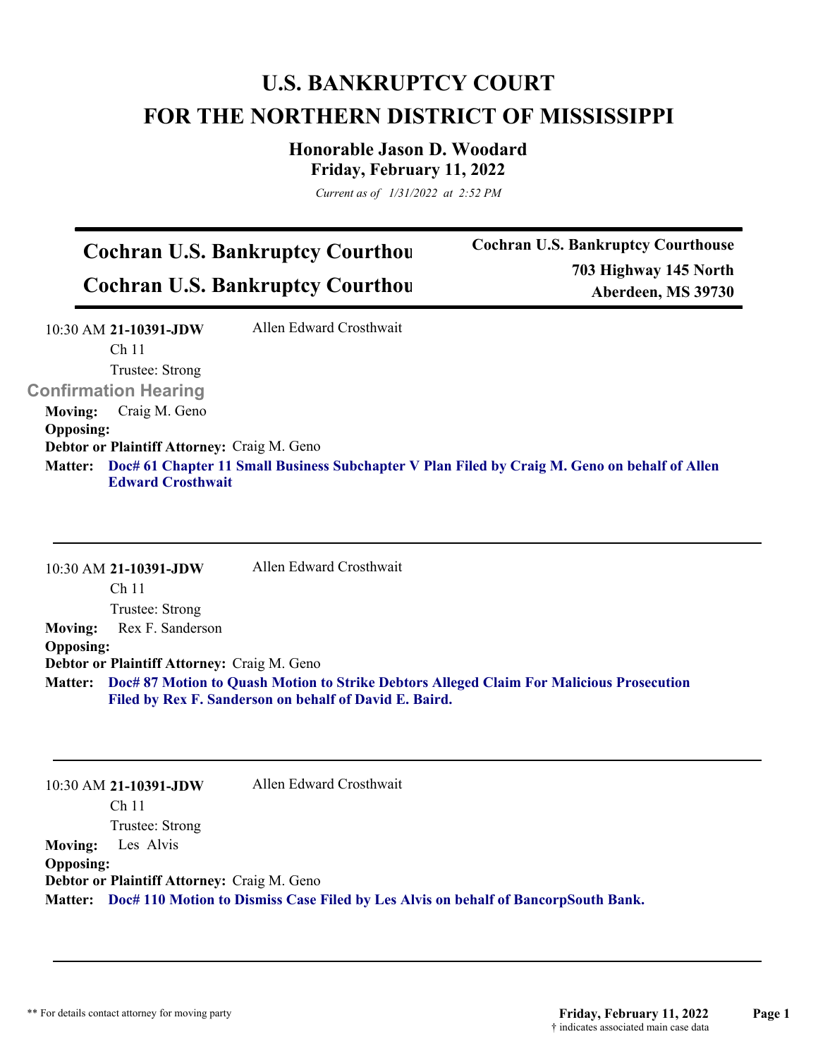# U.S. BANKRUPTCY COURT
# FOR THE NORTHERN DISTRICT OF MISSISSIPPI

## Honorable Jason D. Woodard
### Friday, February 11, 2022

*Current as of 1/31/2022 at 2:52 PM*

---

## Cochran U.S. Bankruptcy Courthou
## Cochran U.S. Bankruptcy Courthou

**Cochran U.S. Bankruptcy Courthouse**
**703 Highway 145 North**
**Aberdeen, MS 39730**

---

10:30 AM **21-10391-JDW** Allen Edward Crosthwait
Ch 11
Trustee: Strong

**Confirmation Hearing**

**Moving:** Craig M. Geno
**Opposing:**
**Debtor or Plaintiff Attorney:** Craig M. Geno
**Matter:** **Doc# 61 Chapter 11 Small Business Subchapter V Plan Filed by Craig M. Geno on behalf of Allen Edward Crosthwait**

---

10:30 AM **21-10391-JDW** Allen Edward Crosthwait
Ch 11
Trustee: Strong

**Moving:** Rex F. Sanderson
**Opposing:**
**Debtor or Plaintiff Attorney:** Craig M. Geno
**Matter:** **Doc# 87 Motion to Quash Motion to Strike Debtors Alleged Claim For Malicious Prosecution Filed by Rex F. Sanderson on behalf of David E. Baird.**

---

10:30 AM **21-10391-JDW** Allen Edward Crosthwait
Ch 11
Trustee: Strong

**Moving:** Les Alvis
**Opposing:**
**Debtor or Plaintiff Attorney:** Craig M. Geno
**Matter:** **Doc# 110 Motion to Dismiss Case Filed by Les Alvis on behalf of BancorpSouth Bank.**

---

** For details contact attorney for moving party

† indicates associated main case data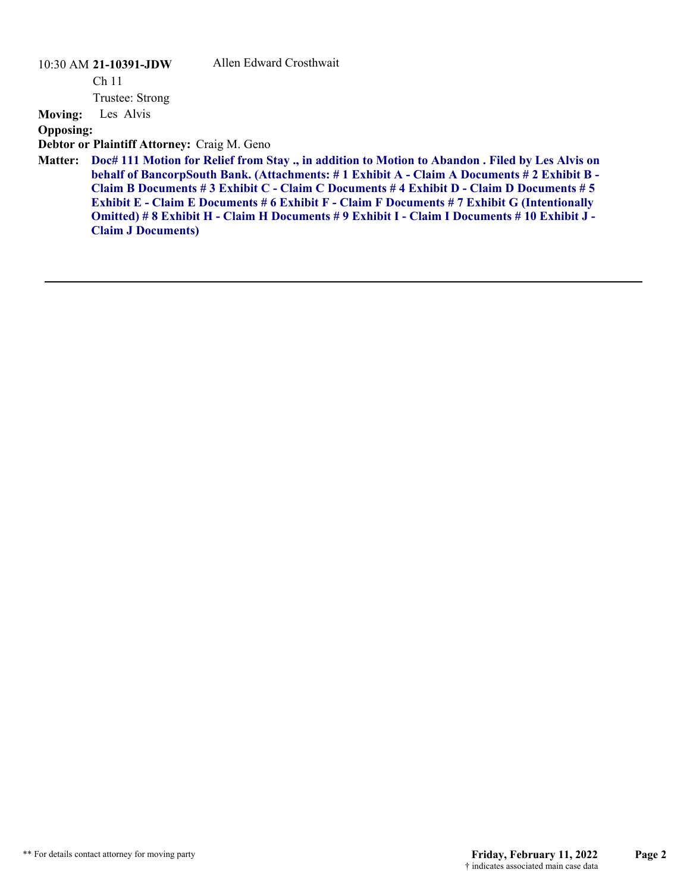10:30 AM **21-10391-JDW** Allen Edward Crosthwait

Ch 11

Trustee: Strong

**Moving:** Les Alvis

**Opposing:**

**Debtor or Plaintiff Attorney:** Craig M. Geno

**Matter:** **Doc# 111 Motion for Relief from Stay ., in addition to Motion to Abandon . Filed by Les Alvis on behalf of BancorpSouth Bank. (Attachments: # 1 Exhibit A - Claim A Documents # 2 Exhibit B - Claim B Documents # 3 Exhibit C - Claim C Documents # 4 Exhibit D - Claim D Documents # 5 Exhibit E - Claim E Documents # 6 Exhibit F - Claim F Documents # 7 Exhibit G (Intentionally Omitted) # 8 Exhibit H - Claim H Documents # 9 Exhibit I - Claim I Documents # 10 Exhibit J - Claim J Documents)**

---

** For details contact attorney for moving party

**Friday, February 11, 2022**

† indicates associated main case data